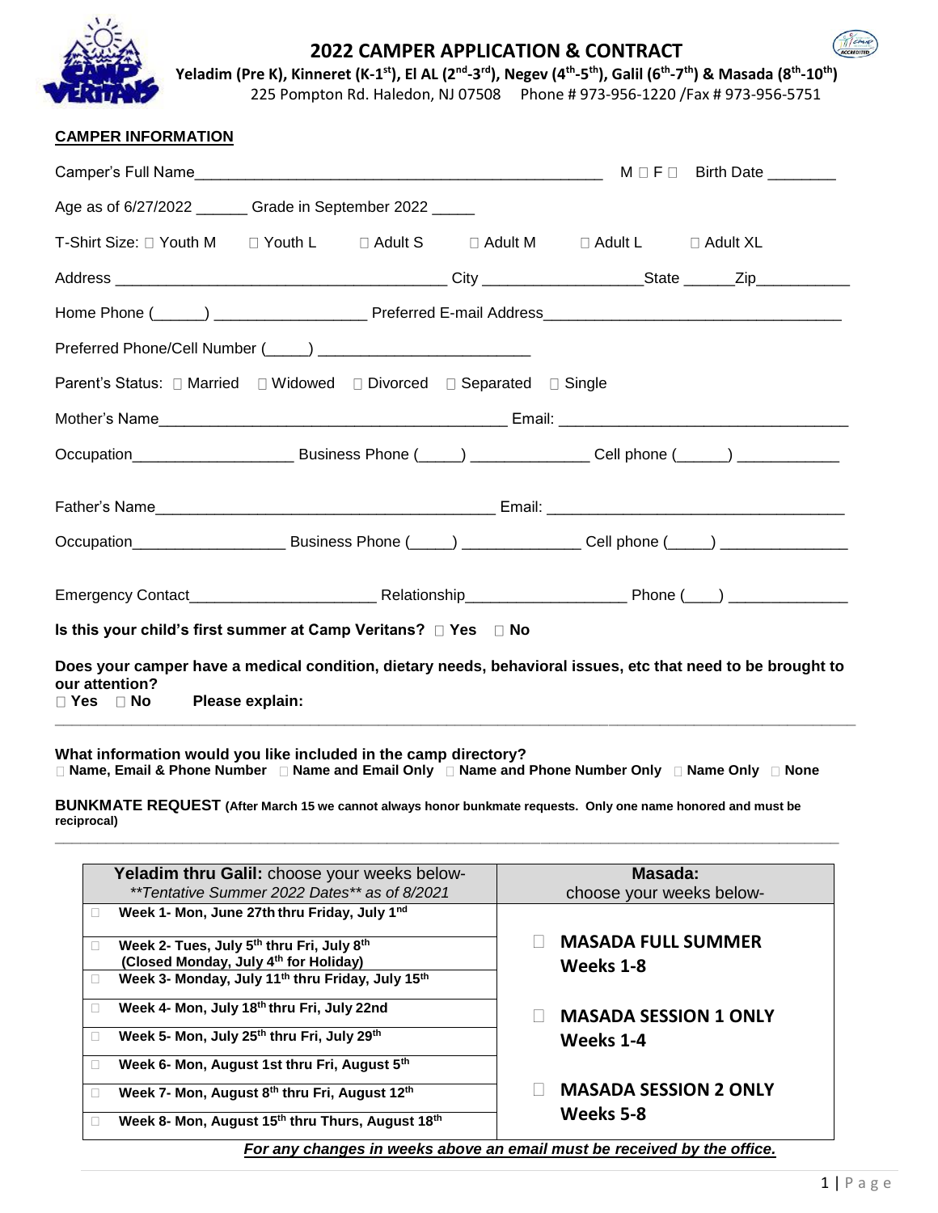# 2022 CAMPER APPLICATION & CONTRACT

**Yeladim (Pre K), Kinneret (K-1st), El AL (2nd-3rd), Negev (4th-5th), Galil (6th-7th) & Masada (8th-10th)**

225 Pompton Rd. Haledon, NJ 07508 Phone # 973-956-1220 /Fax # 973-956-5751

**CAMPER INFORMATION**

Camper's Full Name_______________________________________________ M ☐ F ☐ Birth Date ________

Age as of 6/27/2022 ______ Grade in September 2022 _____

T-Shirt Size: ☐ Youth M ☐ Youth L ☐ Adult S ☐ Adult M ☐ Adult L ☐ Adult XL

Address _____________________________________ City __________________State ______Zip___________

Home Phone (______) __________________ Preferred E-mail Address__________________________________

Preferred Phone/Cell Number (_____) ________________________

Parent's Status: ☐ Married ☐ Widowed ☐ Divorced ☐ Separated ☐ Single

Mother's Name______________________________________ Email: ________________________________

Occupation__________________ Business Phone (_____) _____________ Cell phone (______) ___________

Father's Name______________________________________ Email: __________________________________

Occupation_________________ Business Phone (_____) _____________ Cell phone (_____) ______________

Emergency Contact_____________________ Relationship__________________ Phone (____) _____________

**Is this your child's first summer at Camp Veritans? ☐ Yes ☐ No**

**Does your camper have a medical condition, dietary needs, behavioral issues, etc that need to be brought to our attention?**
**☐ Yes ☐ No Please explain:**

_____________________________________________________________________________________________

**What information would you like included in the camp directory?**
**☐ Name, Email & Phone Number ☐ Name and Email Only ☐ Name and Phone Number Only ☐ Name Only ☐ None**

**BUNKMATE REQUEST (After March 15 we cannot always honor bunkmate requests. Only one name honored and must be reciprocal)**

_____________________________________________________________________________________________

| **Yeladim thru Galil:** choose your weeks below- *\*\*Tentative Summer 2022 Dates\*\* as of 8/2021* | **Masada:** choose your weeks below- |
|---|---|
| ☐ **Week 1- Mon, June 27th thru Friday, July 1st** | ☐ **MASADA FULL SUMMER Weeks 1-8** |
| ☐ **Week 2- Tues, July 5th thru Fri, July 8th (Closed Monday, July 4th for Holiday)** | |
| ☐ **Week 3- Monday, July 11th thru Friday, July 15th** | |
| ☐ **Week 4- Mon, July 18th thru Fri, July 22nd** | ☐ **MASADA SESSION 1 ONLY Weeks 1-4** |
| ☐ **Week 5- Mon, July 25th thru Fri, July 29th** | |
| ☐ **Week 6- Mon, August 1st thru Fri, August 5th** | |
| ☐ **Week 7- Mon, August 8th thru Fri, August 12th** | ☐ **MASADA SESSION 2 ONLY Weeks 5-8** |
| ☐ **Week 8- Mon, August 15th thru Thurs, August 18th** | |

***For any changes in weeks above an email must be received by the office.***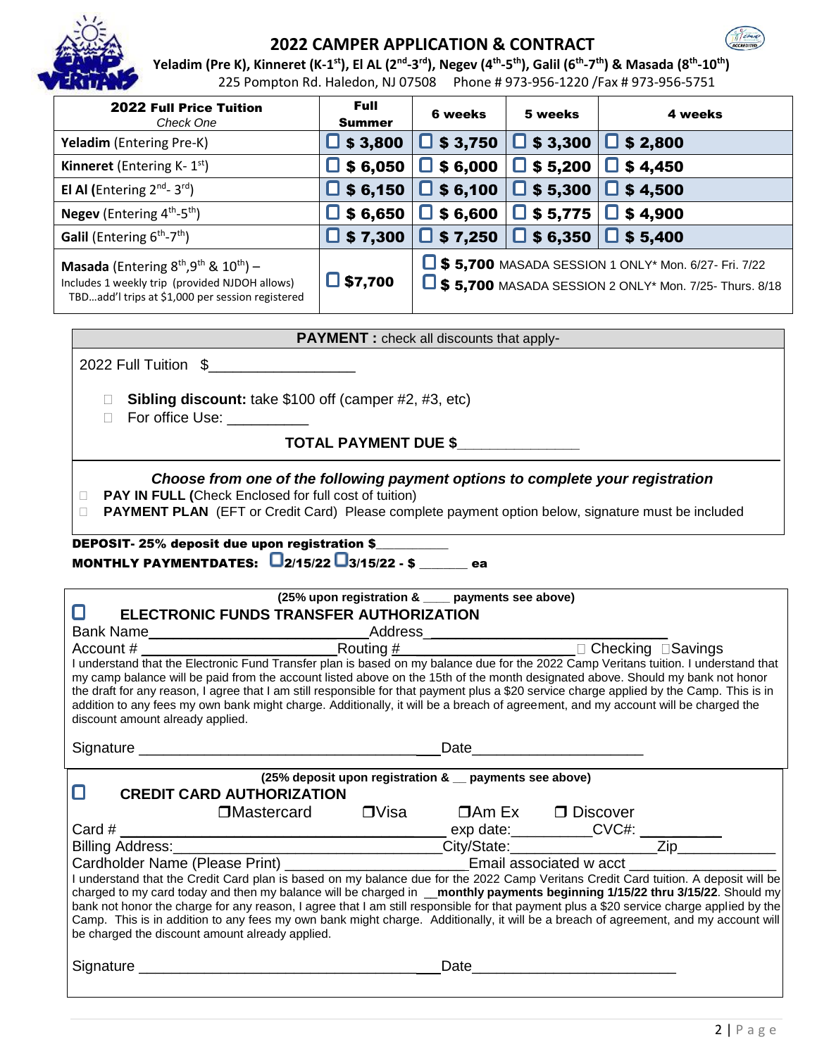# 2022 CAMPER APPLICATION & CONTRACT

**Yeladim (Pre K), Kinneret (K-1st), El AL (2nd-3rd), Negev (4th-5th), Galil (6th-7th) & Masada (8th-10th)**

225 Pompton Rd. Haledon, NJ 07508 Phone # 973-956-1220 /Fax # 973-956-5751

| **2022 Full Price Tuition** *Check One* | **Full Summer** | **6 weeks** | **5 weeks** | **4 weeks** |
|---|---|---|---|---|
| **Yeladim** (Entering Pre-K) | ☐ **$ 3,800** | ☐ **$ 3,750** | ☐ **$ 3,300** | ☐ **$ 2,800** |
| **Kinneret** (Entering K- 1st) | ☐ **$ 6,050** | ☐ **$ 6,000** | ☐ **$ 5,200** | ☐ **$ 4,450** |
| **El Al** (Entering 2nd- 3rd) | ☐ **$ 6,150** | ☐ **$ 6,100** | ☐ **$ 5,300** | ☐ **$ 4,500** |
| **Negev** (Entering 4th-5th) | ☐ **$ 6,650** | ☐ **$ 6,600** | ☐ **$ 5,775** | ☐ **$ 4,900** |
| **Galil** (Entering 6th-7th) | ☐ **$ 7,300** | ☐ **$ 7,250** | ☐ **$ 6,350** | ☐ **$ 5,400** |
| **Masada** (Entering 8th,9th & 10th) – Includes 1 weekly trip (provided NJDOH allows) TBD…add'l trips at $1,000 per session registered | ☐ **$7,700** | ☐ **$ 5,700** MASADA SESSION 1 ONLY* Mon. 6/27- Fri. 7/22 ☐ **$ 5,700** MASADA SESSION 2 ONLY* Mon. 7/25- Thurs. 8/18 | | |

**PAYMENT :** check all discounts that apply-

2022 Full Tuition $_________________

- ☐ **Sibling discount:** take $100 off (camper #2, #3, etc)
- ☐ For office Use: __________

**TOTAL PAYMENT DUE $_______________**

***Choose from one of the following payment options to complete your registration***

- ☐ **PAY IN FULL (**Check Enclosed for full cost of tuition)
- ☐ **PAYMENT PLAN** (EFT or Credit Card) Please complete payment option below, signature must be included

**DEPOSIT- 25% deposit due upon registration $__________**

**MONTHLY PAYMENTDATES:** ☐ **2/15/22** ☐ **3/15/22 - $ _______ ea**

**(25% upon registration & ____ payments see above)**

☐ **ELECTRONIC FUNDS TRANSFER AUTHORIZATION**

Bank Name_____________________________ Address_____________________________

Account # _________________________ Routing #______________________ ☐ Checking ☐ Savings

I understand that the Electronic Fund Transfer plan is based on my balance due for the 2022 Camp Veritans tuition. I understand that my camp balance will be paid from the account listed above on the 15th of the month designated above. Should my bank not honor the draft for any reason, I agree that I am still responsible for that payment plus a $20 service charge applied by the Camp. This is in addition to any fees my own bank might charge. Additionally, it will be a breach of agreement, and my account will be charged the discount amount already applied.

Signature ____________________________________ Date_____________________

**(25% deposit upon registration & __ payments see above)**

☐ **CREDIT CARD AUTHORIZATION**

☐ Mastercard ☐ Visa ☐ Am Ex ☐ Discover

Card # _______________________________________ exp date:__________ CVC#: __________

Billing Address:___________________________________ City/State:____________________ Zip________

Cardholder Name (Please Print) _______________________ Email associated w acct _________________

I understand that the Credit Card plan is based on my balance due for the 2022 Camp Veritans Credit Card tuition. A deposit will be charged to my card today and then my balance will be charged in __**monthly payments beginning 1/15/22 thru 3/15/22**. Should my bank not honor the charge for any reason, I agree that I am still responsible for that payment plus a $20 service charge applied by the Camp. This is in addition to any fees my own bank might charge. Additionally, it will be a breach of agreement, and my account will be charged the discount amount already applied.

Signature ____________________________________ Date_________________________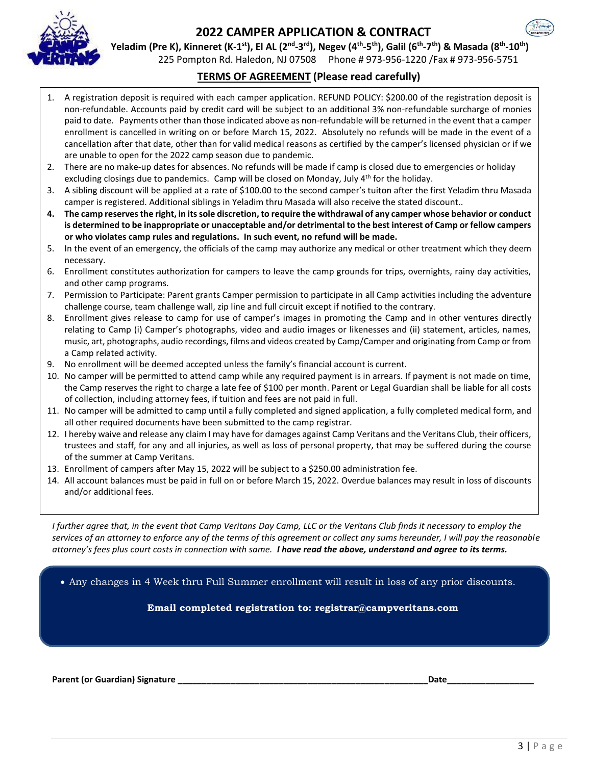# 2022 CAMPER APPLICATION & CONTRACT

**Yeladim (Pre K), Kinneret (K-1st), El AL (2nd-3rd), Negev (4th-5th), Galil (6th-7th) & Masada (8th-10th)**

225 Pompton Rd. Haledon, NJ 07508 Phone # 973-956-1220 /Fax # 973-956-5751

## TERMS OF AGREEMENT (Please read carefully)

1. A registration deposit is required with each camper application. REFUND POLICY: $200.00 of the registration deposit is non-refundable. Accounts paid by credit card will be subject to an additional 3% non-refundable surcharge of monies paid to date. Payments other than those indicated above as non-refundable will be returned in the event that a camper enrollment is cancelled in writing on or before March 15, 2022. Absolutely no refunds will be made in the event of a cancellation after that date, other than for valid medical reasons as certified by the camper's licensed physician or if we are unable to open for the 2022 camp season due to pandemic.
2. There are no make-up dates for absences. No refunds will be made if camp is closed due to emergencies or holiday excluding closings due to pandemics. Camp will be closed on Monday, July 4th for the holiday.
3. A sibling discount will be applied at a rate of $100.00 to the second camper's tuition after the first Yeladim thru Masada camper is registered. Additional siblings in Yeladim thru Masada will also receive the stated discount..
4. **The camp reserves the right, in its sole discretion, to require the withdrawal of any camper whose behavior or conduct is determined to be inappropriate or unacceptable and/or detrimental to the best interest of Camp or fellow campers or who violates camp rules and regulations. In such event, no refund will be made.**
5. In the event of an emergency, the officials of the camp may authorize any medical or other treatment which they deem necessary.
6. Enrollment constitutes authorization for campers to leave the camp grounds for trips, overnights, rainy day activities, and other camp programs.
7. Permission to Participate: Parent grants Camper permission to participate in all Camp activities including the adventure challenge course, team challenge wall, zip line and full circuit except if notified to the contrary.
8. Enrollment gives release to camp for use of camper's images in promoting the Camp and in other ventures directly relating to Camp (i) Camper's photographs, video and audio images or likenesses and (ii) statement, articles, names, music, art, photographs, audio recordings, films and videos created by Camp/Camper and originating from Camp or from a Camp related activity.
9. No enrollment will be deemed accepted unless the family's financial account is current.
10. No camper will be permitted to attend camp while any required payment is in arrears. If payment is not made on time, the Camp reserves the right to charge a late fee of $100 per month. Parent or Legal Guardian shall be liable for all costs of collection, including attorney fees, if tuition and fees are not paid in full.
11. No camper will be admitted to camp until a fully completed and signed application, a fully completed medical form, and all other required documents have been submitted to the camp registrar.
12. I hereby waive and release any claim I may have for damages against Camp Veritans and the Veritans Club, their officers, trustees and staff, for any and all injuries, as well as loss of personal property, that may be suffered during the course of the summer at Camp Veritans.
13. Enrollment of campers after May 15, 2022 will be subject to a $250.00 administration fee.
14. All account balances must be paid in full on or before March 15, 2022. Overdue balances may result in loss of discounts and/or additional fees.

*I further agree that, in the event that Camp Veritans Day Camp, LLC or the Veritans Club finds it necessary to employ the services of an attorney to enforce any of the terms of this agreement or collect any sums hereunder, I will pay the reasonable attorney's fees plus court costs in connection with same.* ***I have read the above, understand and agree to its terms.***

- Any changes in 4 Week thru Full Summer enrollment will result in loss of any prior discounts.

**Email completed registration to: registrar@campveritans.com**

**Parent (or Guardian) Signature** ______________________________ **Date**________________